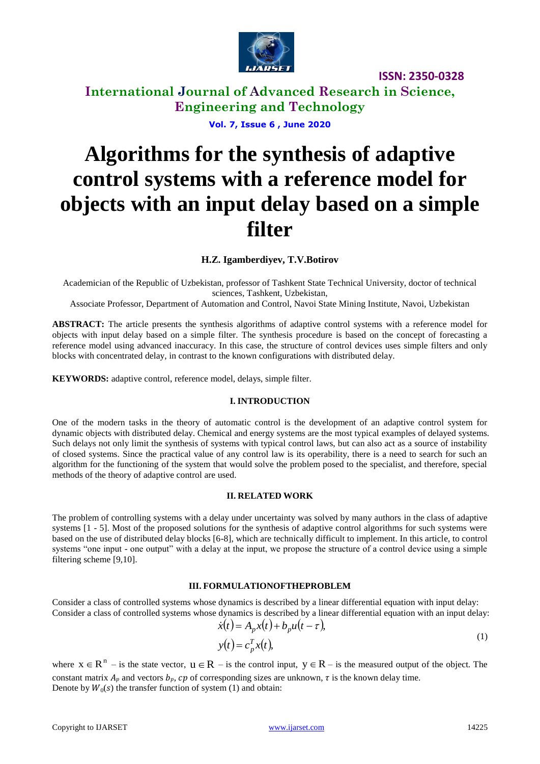# Algorithms for the synthesis of adaptive control systems with a reference model for objects with an input delay based on a simple filter

**H.Z. Igamberdiyev, T.V.Botirov**

Academician of the Republic of Uzbekistan, professor of Tashkent State Technical University, doctor of technical sciences, Tashkent, Uzbekistan,

Associate Professor, Department of Automation and Control, Navoi State Mining Institute, Navoi, Uzbekistan

**ABSTRACT:** The article presents the synthesis algorithms of adaptive control systems with a reference model for objects with input delay based on a simple filter. The synthesis procedure is based on the concept of forecasting a reference model using advanced inaccuracy. In this case, the structure of control devices uses simple filters and only blocks with concentrated delay, in contrast to the known configurations with distributed delay.

**KEYWORDS:** adaptive control, reference model, delays, simple filter.

## I. INTRODUCTION

One of the modern tasks in the theory of automatic control is the development of an adaptive control system for dynamic objects with distributed delay. Chemical and energy systems are the most typical examples of delayed systems. Such delays not only limit the synthesis of systems with typical control laws, but can also act as a source of instability of closed systems. Since the practical value of any control law is its operability, there is a need to search for such an algorithm for the functioning of the system that would solve the problem posed to the specialist, and therefore, special methods of the theory of adaptive control are used.

## II. RELATED WORK

The problem of controlling systems with a delay under uncertainty was solved by many authors in the class of adaptive systems [1 - 5]. Most of the proposed solutions for the synthesis of adaptive control algorithms for such systems were based on the use of distributed delay blocks [6-8], which are technically difficult to implement. In this article, to control systems "one input - one output" with a delay at the input, we propose the structure of a control device using a simple filtering scheme [9,10].

## III. FORMULATIONOFTHEPROBLEM

Consider a class of controlled systems whose dynamics is described by a linear differential equation with input delay:
Consider a class of controlled systems whose dynamics is described by a linear differential equation with an input delay:

$$\dot{x}(t) = A_p x(t) + b_p u(t-\tau),$$
$$y(t) = c_p^T x(t), \tag{1}$$

where $x \in R^n$ – is the state vector, $u \in R$ – is the control input, $y \in R$ – is the measured output of the object. The constant matrix $A_p$ and vectors $b_p$, $cp$ of corresponding sizes are unknown, $\tau$ is the known delay time.
Denote by $W_0(s)$ the transfer function of system (1) and obtain: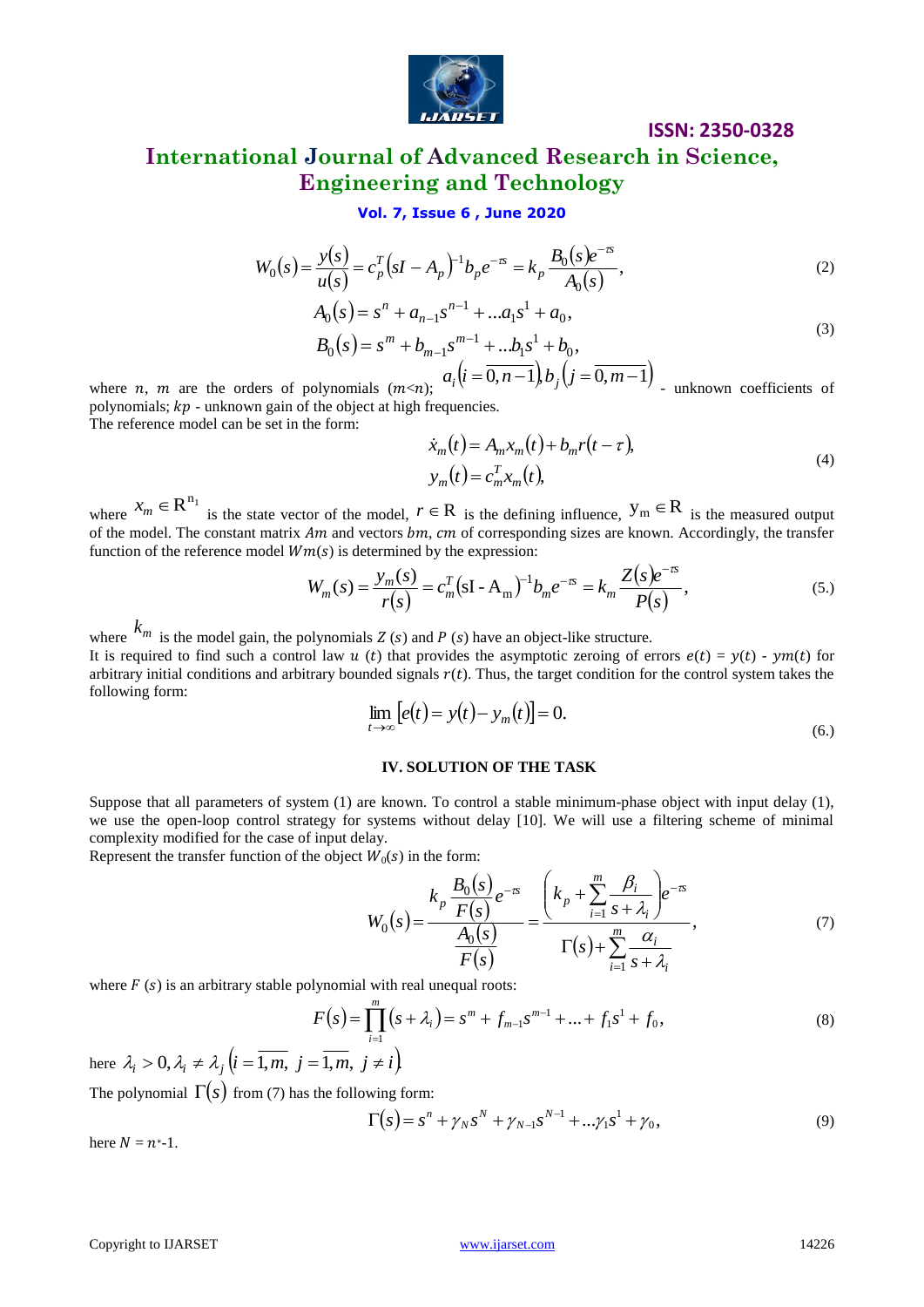$$W_0(s)=\frac{y(s)}{u(s)}=c_p^T\left(sI-A_p\right)^{-1}b_p e^{-\tau s}=k_p\frac{B_0(s)e^{-\tau s}}{A_0(s)},\tag{2}$$

$$\begin{aligned}A_0(s)&=s^n+a_{n-1}s^{n-1}+\ldots a_1 s^1+a_0,\\ B_0(s)&=s^m+b_{m-1}s^{m-1}+\ldots b_1 s^1+b_0,\end{aligned}\tag{3}$$

where $n$, $m$ are the orders of polynomials ($m<n$); $a_i\left(i=\overline{0,n-1}\right), b_j\left(j=\overline{0,m-1}\right)$ - unknown coefficients of polynomials; $kp$ - unknown gain of the object at high frequencies.

The reference model can be set in the form:

$$\begin{aligned}\dot{x}_m(t)&=A_m x_m(t)+b_m r(t-\tau),\\ y_m(t)&=c_m^T x_m(t),\end{aligned}\tag{4}$$

where $x_m\in \mathrm{R}^{n_1}$ is the state vector of the model, $r\in \mathrm{R}$ is the defining influence, $y_m\in \mathrm{R}$ is the measured output of the model. The constant matrix $Am$ and vectors $bm$, $cm$ of corresponding sizes are known. Accordingly, the transfer function of the reference model $Wm(s)$ is determined by the expression:

$$W_m(s)=\frac{y_m(s)}{r(s)}=c_m^T\left(sI-A_m\right)^{-1}b_m e^{-\tau s}=k_m\frac{Z(s)e^{-\tau s}}{P(s)},\tag{5.}$$

where $k_m$ is the model gain, the polynomials $Z(s)$ and $P(s)$ have an object-like structure.

It is required to find such a control law $u(t)$ that provides the asymptotic zeroing of errors $e(t) = y(t) - ym(t)$ for arbitrary initial conditions and arbitrary bounded signals $r(t)$. Thus, the target condition for the control system takes the following form:

$$\lim_{t\to\infty}\left[e(t)=y(t)-y_m(t)\right]=0.\tag{6.}$$

## IV. SOLUTION OF THE TASK

Suppose that all parameters of system (1) are known. To control a stable minimum-phase object with input delay (1), we use the open-loop control strategy for systems without delay [10]. We will use a filtering scheme of minimal complexity modified for the case of input delay.

Represent the transfer function of the object $W_0(s)$ in the form:

$$W_0(s)=\frac{k_p\dfrac{B_0(s)}{F(s)}e^{-\tau s}}{\dfrac{A_0(s)}{F(s)}}=\frac{\left(k_p+\displaystyle\sum_{i=1}^{m}\frac{\beta_i}{s+\lambda_i}\right)e^{-\tau s}}{\Gamma(s)+\displaystyle\sum_{i=1}^{m}\frac{\alpha_i}{s+\lambda_i}},\tag{7}$$

where $F(s)$ is an arbitrary stable polynomial with real unequal roots:

$$F(s)=\prod_{i=1}^{m}\left(s+\lambda_i\right)=s^m+f_{m-1}s^{m-1}+\ldots+f_1 s^1+f_0,\tag{8}$$

here $\lambda_i>0, \lambda_i\neq\lambda_j\left(i=\overline{1,m},\ j=\overline{1,m},\ j\neq i\right)$.

The polynomial $\Gamma(s)$ from (7) has the following form:

$$\Gamma(s)=s^n+\gamma_N s^N+\gamma_{N-1}s^{N-1}+\ldots\gamma_1 s^1+\gamma_0,\tag{9}$$

here $N = n_*-1$.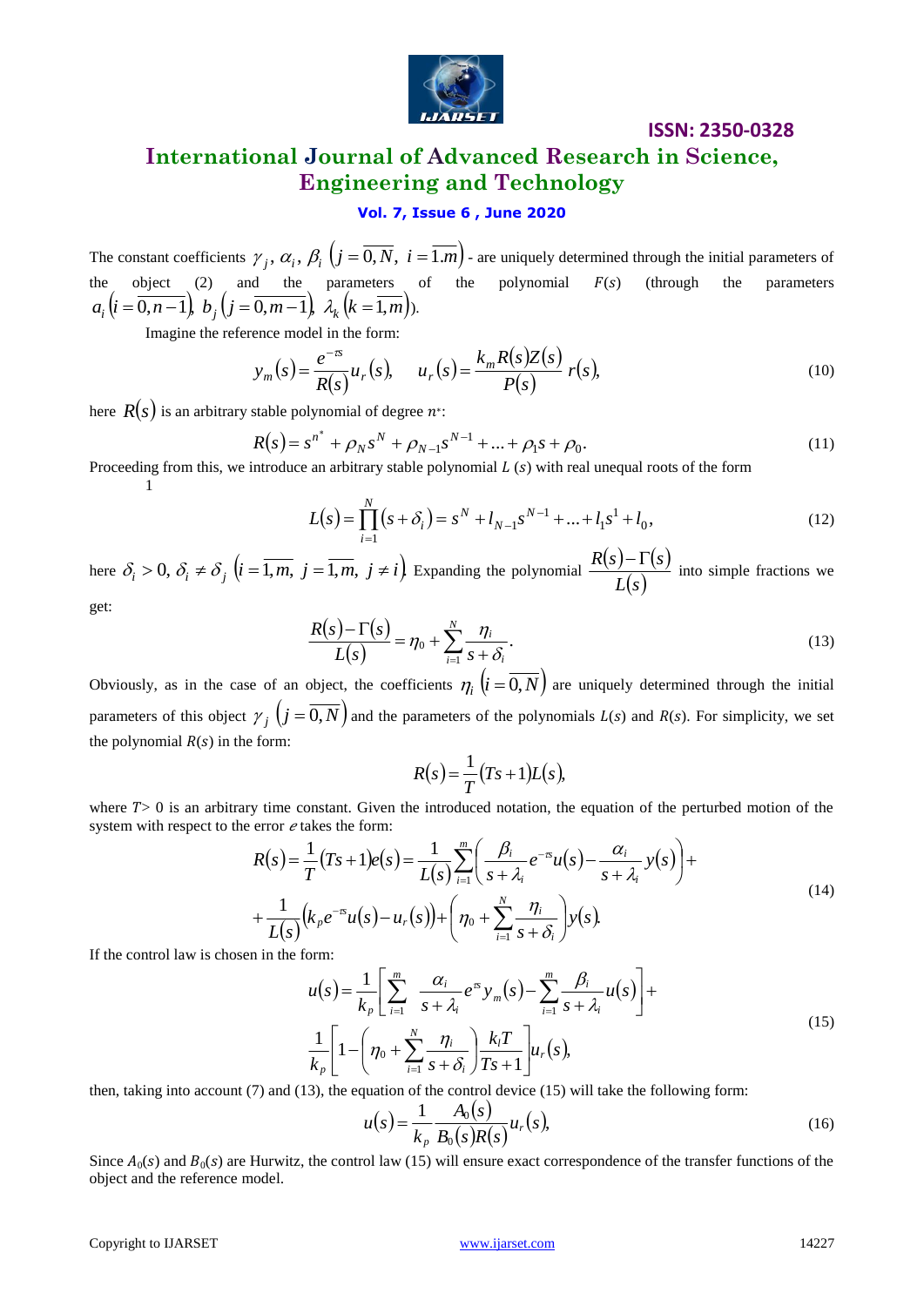The constant coefficients $\gamma_j,\ \alpha_i,\ \beta_i\ \left(j=\overline{0,N},\ i=\overline{1.m}\right)$ - are uniquely determined through the initial parameters of the object (2) and the parameters of the polynomial $F(s)$ (through the parameters $a_i\left(i=\overline{0,n-1}\right),\ b_j\left(j=\overline{0,m-1}\right),\ \lambda_k\left(k=\overline{1,m}\right)$).

Imagine the reference model in the form:

$$y_m(s)=\frac{e^{-\tau s}}{R(s)}u_r(s),\qquad u_r(s)=\frac{k_m R(s)Z(s)}{P(s)}r(s), \tag{10}$$

here $R(s)$ is an arbitrary stable polynomial of degree $n^*$:

$$R(s)=s^{n^*}+\rho_N s^N+\rho_{N-1}s^{N-1}+\ldots+\rho_1 s+\rho_0. \tag{11}$$

Proceeding from this, we introduce an arbitrary stable polynomial $L(s)$ with real unequal roots of the form
1

$$L(s)=\prod_{i=1}^{N}(s+\delta_i)=s^N+l_{N-1}s^{N-1}+\ldots+l_1 s^1+l_0, \tag{12}$$

here $\delta_i>0,\ \delta_i\neq\delta_j\ \left(i=\overline{1,m},\ j=\overline{1,m},\ j\neq i\right)$. Expanding the polynomial $\dfrac{R(s)-\Gamma(s)}{L(s)}$ into simple fractions we get:

$$\frac{R(s)-\Gamma(s)}{L(s)}=\eta_0+\sum_{i=1}^{N}\frac{\eta_i}{s+\delta_i}. \tag{13}$$

Obviously, as in the case of an object, the coefficients $\eta_i\ \left(i=\overline{0,N}\right)$ are uniquely determined through the initial parameters of this object $\gamma_j\ \left(j=\overline{0,N}\right)$ and the parameters of the polynomials $L(s)$ and $R(s)$. For simplicity, we set the polynomial $R(s)$ in the form:

$$R(s)=\frac{1}{T}(Ts+1)L(s),$$

where $T>0$ is an arbitrary time constant. Given the introduced notation, the equation of the perturbed motion of the system with respect to the error $e$ takes the form:

$$\begin{aligned}R(s)=\frac{1}{T}(Ts+1)e(s)=\frac{1}{L(s)}\sum_{i=1}^{m}\left(\frac{\beta_i}{s+\lambda_i}e^{-\tau s}u(s)-\frac{\alpha_i}{s+\lambda_i}y(s)\right)+\\+\frac{1}{L(s)}\left(k_p e^{-\tau s}u(s)-u_r(s)\right)+\left(\eta_0+\sum_{i=1}^{N}\frac{\eta_i}{s+\delta_i}\right)y(s).\end{aligned} \tag{14}$$

If the control law is chosen in the form:

$$\begin{aligned}u(s)=\frac{1}{k_p}\left[\sum_{i=1}^{m}\ \frac{\alpha_i}{s+\lambda_i}e^{\tau s}y_m(s)-\sum_{i=1}^{m}\frac{\beta_i}{s+\lambda_i}u(s)\right]+\\ \frac{1}{k_p}\left[1-\left(\eta_0+\sum_{i=1}^{N}\frac{\eta_i}{s+\delta_i}\right)\frac{k_l T}{Ts+1}\right]u_r(s),\end{aligned} \tag{15}$$

then, taking into account (7) and (13), the equation of the control device (15) will take the following form:

$$u(s)=\frac{1}{k_p}\frac{A_0(s)}{B_0(s)R(s)}u_r(s), \tag{16}$$

Since $A_0(s)$ and $B_0(s)$ are Hurwitz, the control law (15) will ensure exact correspondence of the transfer functions of the object and the reference model.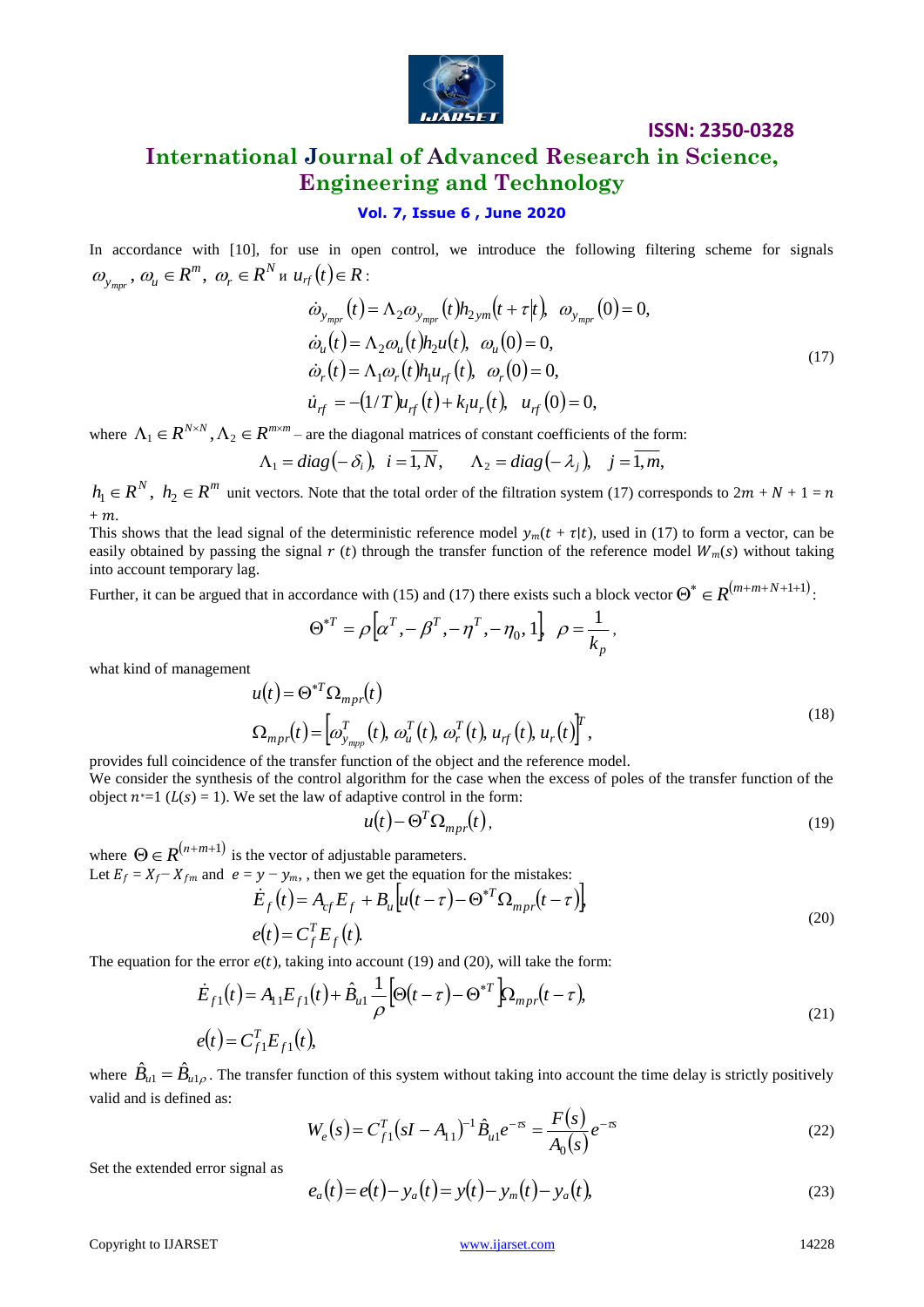In accordance with [10], for use in open control, we introduce the following filtering scheme for signals $\omega_{y_{mpr}}, \omega_u \in R^m, \omega_r \in R^N$ и $u_{rf}(t) \in R$:

$$
\begin{aligned}
&\dot{\omega}_{y_{mpr}}(t) = \Lambda_2 \omega_{y_{mpr}}(t) h_{2ym}(t+\tau|t), \;\; \omega_{y_{mpr}}(0) = 0, \\
&\dot{\omega}_u(t) = \Lambda_2 \omega_u(t) h_2 u(t), \;\; \omega_u(0) = 0, \\
&\dot{\omega}_r(t) = \Lambda_1 \omega_r(t) h_1 u_{rf}(t), \;\; \omega_r(0) = 0, \\
&\dot{u}_{rf} = -(1/T) u_{rf}(t) + k_l u_r(t), \;\; u_{rf}(0) = 0,
\end{aligned}
\tag{17}
$$

where $\Lambda_1 \in R^{N \times N}, \Lambda_2 \in R^{m \times m}$ – are the diagonal matrices of constant coefficients of the form:

$$
\Lambda_1 = diag(-\delta_i), \;\; i = \overline{1,N}, \qquad \Lambda_2 = diag(-\lambda_j), \;\; j = \overline{1,m},
$$

$h_1 \in R^N, \; h_2 \in R^m$ unit vectors. Note that the total order of the filtration system (17) corresponds to $2m + N + 1 = n + m$.

This shows that the lead signal of the deterministic reference model $y_m(t + \tau|t)$, used in (17) to form a vector, can be easily obtained by passing the signal $r(t)$ through the transfer function of the reference model $W_m(s)$ without taking into account temporary lag.

Further, it can be argued that in accordance with (15) and (17) there exists such a block vector $\Theta^* \in R^{(m+m+N+1+1)}$:

$$
\Theta^{*T} = \rho\left[\alpha^T, -\beta^T, -\eta^T, -\eta_0, 1\right], \;\; \rho = \frac{1}{k_p},
$$

what kind of management

$$
\begin{aligned}
&u(t) = \Theta^{*T} \Omega_{mpr}(t) \\
&\Omega_{mpr}(t) = \left[\omega^T_{y_{mpp}}(t), \omega^T_u(t), \omega^T_r(t), u_{rf}(t), u_r(t)\right]^T,
\end{aligned}
\tag{18}
$$

provides full coincidence of the transfer function of the object and the reference model.

We consider the synthesis of the control algorithm for the case when the excess of poles of the transfer function of the object $n^*=1$ ($L(s) = 1$). We set the law of adaptive control in the form:

$$
u(t) - \Theta^T \Omega_{mpr}(t),
\tag{19}
$$

where $\Theta \in R^{(n+m+1)}$ is the vector of adjustable parameters.

Let $E_f = X_f - X_{fm}$ and $e = y - y_m$, , then we get the equation for the mistakes:

$$
\begin{aligned}
&\dot{E}_f(t) = A_{cf} E_f + B_u\left[u(t-\tau) - \Theta^{*T} \Omega_{mpr}(t-\tau)\right], \\
&e(t) = C_f^T E_f(t).
\end{aligned}
\tag{20}
$$

The equation for the error $e(t)$, taking into account (19) and (20), will take the form:

$$
\begin{aligned}
&\dot{E}_{f1}(t) = A_{11} E_{f1}(t) + \hat{B}_{u1} \frac{1}{\rho}\left[\Theta(t-\tau) - \Theta^{*T}\right] \Omega_{mpr}(t-\tau), \\
&e(t) = C_{f1}^T E_{f1}(t),
\end{aligned}
\tag{21}
$$

where $\hat{B}_{u1} = \hat{B}_{u1\rho}$. The transfer function of this system without taking into account the time delay is strictly positively valid and is defined as:

$$
W_e(s) = C_{f1}^T (sI - A_{11})^{-1} \hat{B}_{u1} e^{-\tau s} = \frac{F(s)}{A_0(s)} e^{-\tau s}
\tag{22}
$$

Set the extended error signal as

$$
e_a(t) = e(t) - y_a(t) = y(t) - y_m(t) - y_a(t),
\tag{23}
$$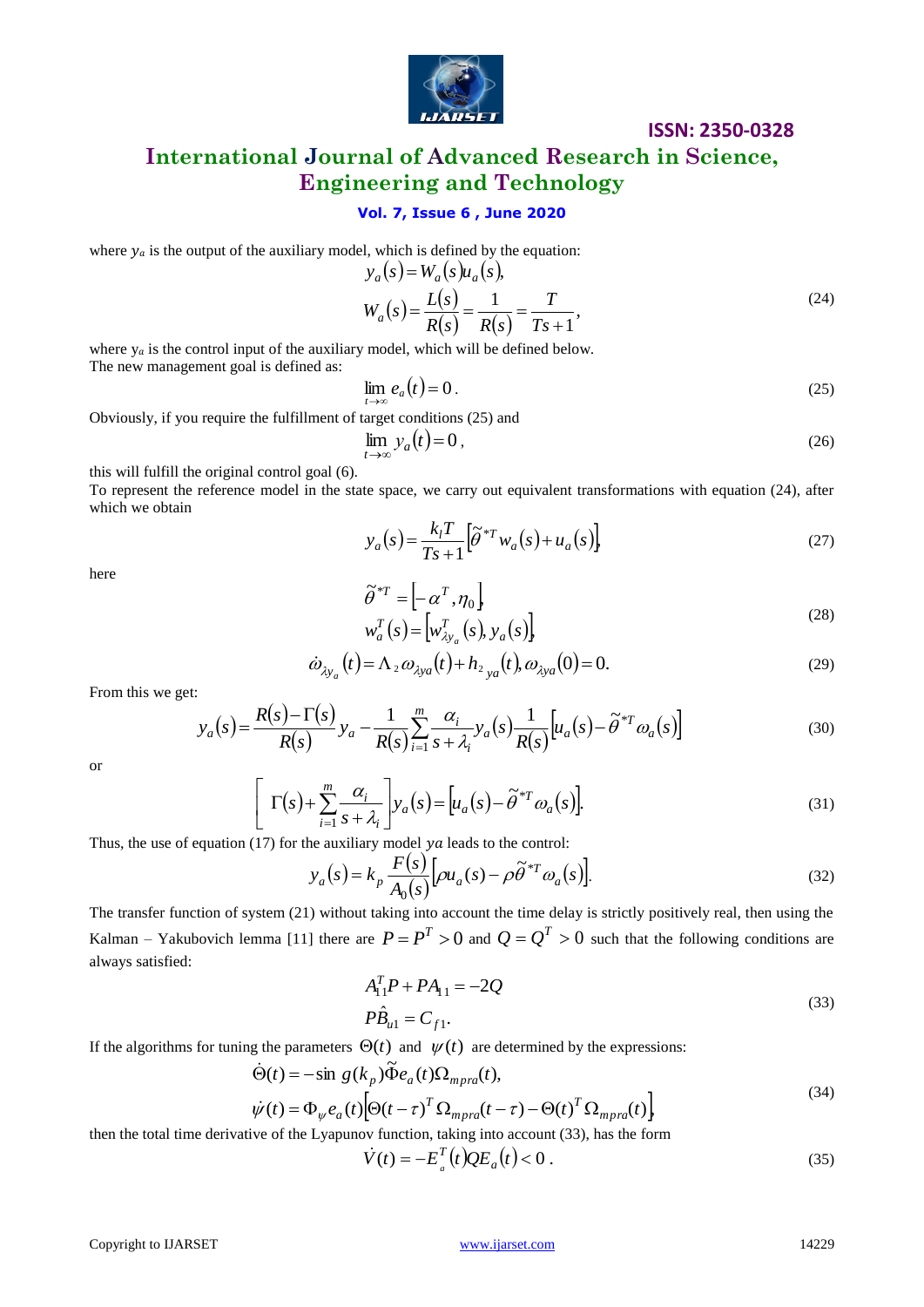where $y_a$ is the output of the auxiliary model, which is defined by the equation:

$$y_a(s) = W_a(s)u_a(s),$$
$$W_a(s) = \frac{L(s)}{R(s)} = \frac{1}{R(s)} = \frac{T}{Ts+1}, \tag{24}$$

where $y_a$ is the control input of the auxiliary model, which will be defined below.
The new management goal is defined as:

$$\lim_{t\to\infty} e_a(t) = 0\,. \tag{25}$$

Obviously, if you require the fulfillment of target conditions (25) and

$$\lim_{t\to\infty} y_a(t) = 0\,, \tag{26}$$

this will fulfill the original control goal (6).
To represent the reference model in the state space, we carry out equivalent transformations with equation (24), after which we obtain

$$y_a(s) = \frac{k_I T}{Ts+1}\left[\tilde{\theta}^{*T} w_a(s) + u_a(s)\right], \tag{27}$$

here

$$\tilde{\theta}^{*T} = \left[-\alpha^T, \eta_0\right],$$
$$w_a^T(s) = \left[w_{\lambda y_a}^T(s), y_a(s)\right], \tag{28}$$

$$\dot{\omega}_{\lambda y_a}(t) = \Lambda_2 \omega_{\lambda ya}(t) + h_{2\ ya}(t), \omega_{\lambda ya}(0) = 0. \tag{29}$$

From this we get:

$$y_a(s) = \frac{R(s) - \Gamma(s)}{R(s)} y_a - \frac{1}{R(s)} \sum_{i=1}^{m} \frac{\alpha_i}{s+\lambda_i} y_a(s) \frac{1}{R(s)}\left[u_a(s) - \tilde{\theta}^{*T}\omega_a(s)\right] \tag{30}$$

or

$$\left[\Gamma(s) + \sum_{i=1}^{m} \frac{\alpha_i}{s+\lambda_i}\right] y_a(s) = \left[u_a(s) - \tilde{\theta}^{*T}\omega_a(s)\right]. \tag{31}$$

Thus, the use of equation (17) for the auxiliary model $ya$ leads to the control:

$$y_a(s) = k_p \frac{F(s)}{A_0(s)}\left[\rho u_a(s) - \rho\tilde{\theta}^{*T}\omega_a(s)\right]. \tag{32}$$

The transfer function of system (21) without taking into account the time delay is strictly positively real, then using the Kalman – Yakubovich lemma [11] there are $P = P^T > 0$ and $Q = Q^T > 0$ such that the following conditions are always satisfied:

$$A_{11}^T P + PA_{11} = -2Q$$
$$P\hat{B}_{u1} = C_{f1}. \tag{33}$$

If the algorithms for tuning the parameters $\Theta(t)$ and $\psi(t)$ are determined by the expressions:

$$\dot{\Theta}(t) = -\sin g(k_p)\tilde{\Phi} e_a(t)\Omega_{mpra}(t),$$
$$\dot{\psi}(t) = \Phi_\psi e_a(t)\left[\Theta(t-\tau)^T \Omega_{mpra}(t-\tau) - \Theta(t)^T \Omega_{mpra}(t)\right] \tag{34}$$

then the total time derivative of the Lyapunov function, taking into account (33), has the form

$$\dot{V}(t) = -E_a^T(t) Q E_a(t) < 0\,. \tag{35}$$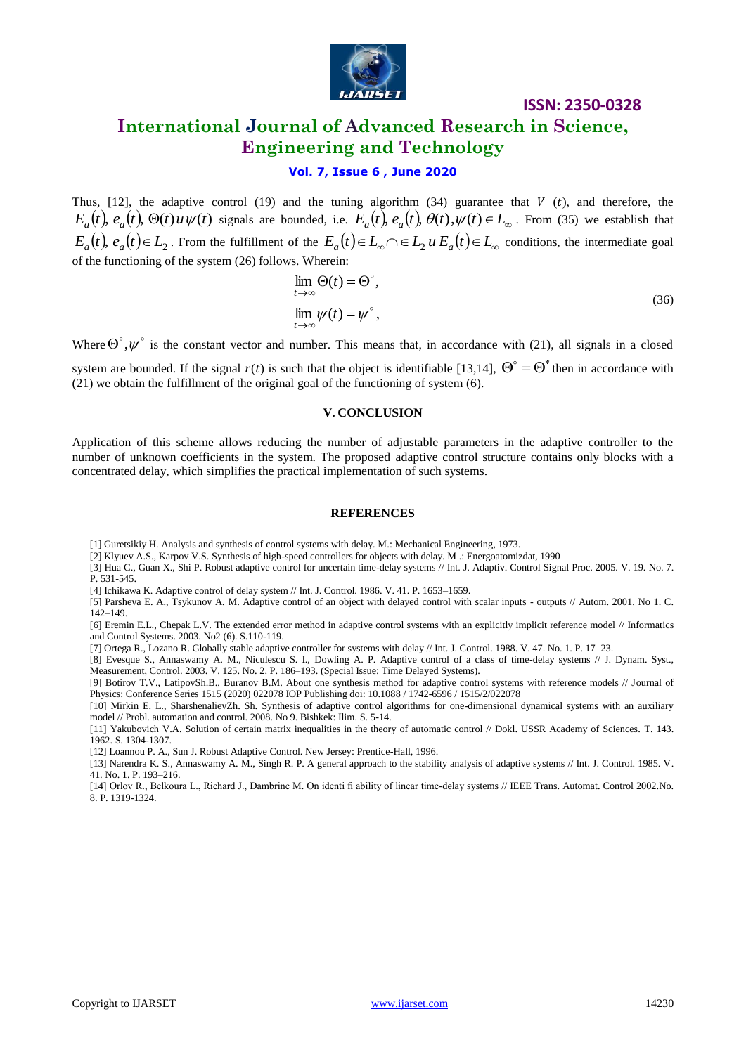Thus, [12], the adaptive control (19) and the tuning algorithm (34) guarantee that $V(t)$, and therefore, the $E_a(t)$, $e_a(t)$, $\Theta(t) u \psi(t)$ signals are bounded, i.e. $E_a(t)$, $e_a(t)$, $\theta(t), \psi(t) \in L_\infty$. From (35) we establish that $E_a(t)$, $e_a(t) \in L_2$. From the fulfillment of the $E_a(t) \in L_\infty \cap \in L_2 \, u \, E_a(t) \in L_\infty$ conditions, the intermediate goal of the functioning of the system (26) follows. Wherein:

$$
\begin{aligned}
&\lim_{t \to \infty} \Theta(t) = \Theta^\circ, \\
&\lim_{t \to \infty} \psi(t) = \psi^\circ,
\end{aligned}
\tag{36}
$$

Where $\Theta^\circ, \psi^\circ$ is the constant vector and number. This means that, in accordance with (21), all signals in a closed system are bounded. If the signal $r(t)$ is such that the object is identifiable [13,14], $\Theta^\circ = \Theta^*$ then in accordance with (21) we obtain the fulfillment of the original goal of the functioning of system (6).

## V. CONCLUSION

Application of this scheme allows reducing the number of adjustable parameters in the adaptive controller to the number of unknown coefficients in the system. The proposed adaptive control structure contains only blocks with a concentrated delay, which simplifies the practical implementation of such systems.

## REFERENCES

[1] Guretsikiy H. Analysis and synthesis of control systems with delay. M.: Mechanical Engineering, 1973.

[2] Klyuev A.S., Karpov V.S. Synthesis of high-speed controllers for objects with delay. M .: Energoatomizdat, 1990

[3] Hua C., Guan X., Shi P. Robust adaptive control for uncertain time-delay systems // Int. J. Adaptiv. Control Signal Proc. 2005. V. 19. No. 7. P. 531-545.

[4] Ichikawa K. Adaptive control of delay system // Int. J. Control. 1986. V. 41. P. 1653–1659.

[5] Parsheva E. A., Tsykunov A. M. Adaptive control of an object with delayed control with scalar inputs - outputs // Autom. 2001. No 1. C. 142–149.

[6] Eremin E.L., Chepak L.V. The extended error method in adaptive control systems with an explicitly implicit reference model // Informatics and Control Systems. 2003. No2 (6). S.110-119.

[7] Ortega R., Lozano R. Globally stable adaptive controller for systems with delay // Int. J. Control. 1988. V. 47. No. 1. P. 17–23.

[8] Evesque S., Annaswamy A. M., Niculescu S. I., Dowling A. P. Adaptive control of a class of time-delay systems // J. Dynam. Syst., Measurement, Control. 2003. V. 125. No. 2. P. 186–193. (Special Issue: Time Delayed Systems).

[9] Botirov T.V., LatipovSh.B., Buranov B.M. About one synthesis method for adaptive control systems with reference models // Journal of Physics: Conference Series 1515 (2020) 022078 IOP Publishing doi: 10.1088 / 1742-6596 / 1515/2/022078

[10] Mirkin E. L., SharshenalievZh. Sh. Synthesis of adaptive control algorithms for one-dimensional dynamical systems with an auxiliary model // Probl. automation and control. 2008. No 9. Bishkek: Ilim. S. 5-14.

[11] Yakubovich V.A. Solution of certain matrix inequalities in the theory of automatic control // Dokl. USSR Academy of Sciences. T. 143. 1962. S. 1304-1307.

[12] Loannou P. A., Sun J. Robust Adaptive Control. New Jersey: Prentice-Hall, 1996.

[13] Narendra K. S., Annaswamy A. M., Singh R. P. A general approach to the stability analysis of adaptive systems // Int. J. Control. 1985. V. 41. No. 1. P. 193–216.

[14] Orlov R., Belkoura L., Richard J., Dambrine M. On identi fi ability of linear time-delay systems // IEEE Trans. Automat. Control 2002.No. 8. P. 1319-1324.